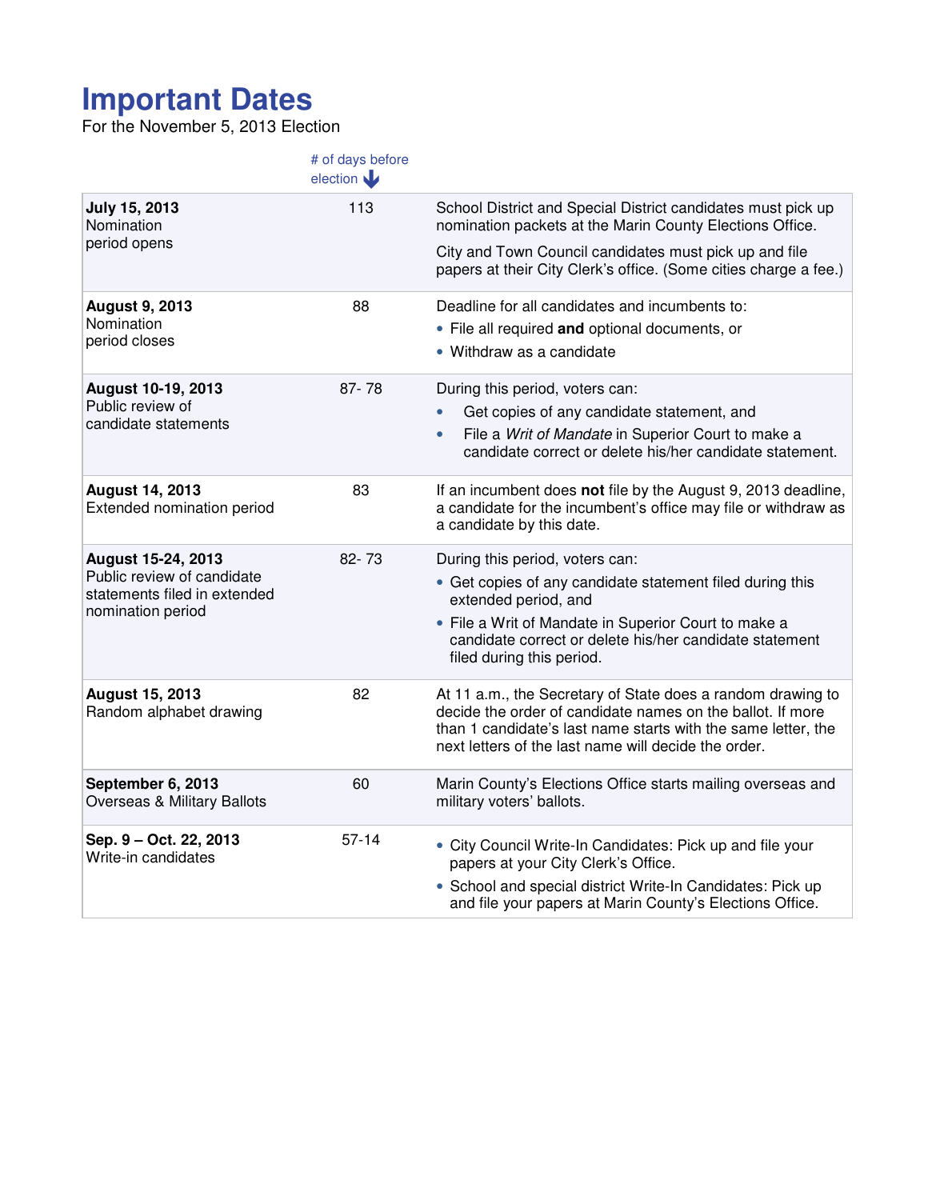# Important Dates

For the November 5, 2013 Election

| | # of days before election | |
|---|---|---|
| **July 15, 2013**<br>Nomination period opens | 113 | School District and Special District candidates must pick up nomination packets at the Marin County Elections Office.<br><br>City and Town Council candidates must pick up and file papers at their City Clerk's office. (Some cities charge a fee.) |
| **August 9, 2013**<br>Nomination period closes | 88 | Deadline for all candidates and incumbents to:<br>• File all required **and** optional documents, or<br>• Withdraw as a candidate |
| **August 10-19, 2013**<br>Public review of candidate statements | 87- 78 | During this period, voters can:<br>• Get copies of any candidate statement, and<br>• File a *Writ of Mandate* in Superior Court to make a candidate correct or delete his/her candidate statement. |
| **August 14, 2013**<br>Extended nomination period | 83 | If an incumbent does **not** file by the August 9, 2013 deadline, a candidate for the incumbent's office may file or withdraw as a candidate by this date. |
| **August 15-24, 2013**<br>Public review of candidate statements filed in extended nomination period | 82- 73 | During this period, voters can:<br>• Get copies of any candidate statement filed during this extended period, and<br>• File a Writ of Mandate in Superior Court to make a candidate correct or delete his/her candidate statement filed during this period. |
| **August 15, 2013**<br>Random alphabet drawing | 82 | At 11 a.m., the Secretary of State does a random drawing to decide the order of candidate names on the ballot. If more than 1 candidate's last name starts with the same letter, the next letters of the last name will decide the order. |
| **September 6, 2013**<br>Overseas & Military Ballots | 60 | Marin County's Elections Office starts mailing overseas and military voters' ballots. |
| **Sep. 9 – Oct. 22, 2013**<br>Write-in candidates | 57-14 | • City Council Write-In Candidates: Pick up and file your papers at your City Clerk's Office.<br>• School and special district Write-In Candidates: Pick up and file your papers at Marin County's Elections Office. |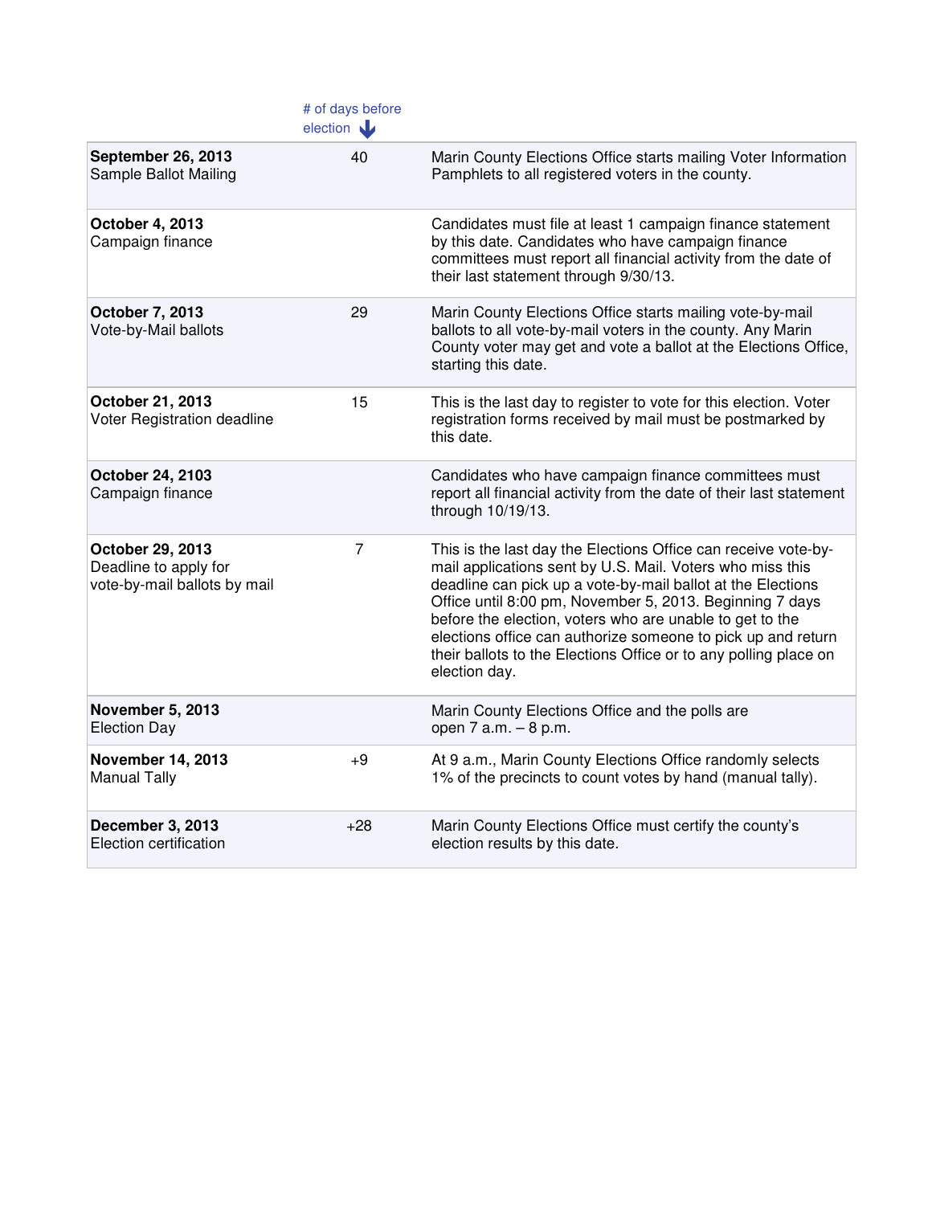| | # of days before election | |
|---|---|---|
| **September 26, 2013** Sample Ballot Mailing | 40 | Marin County Elections Office starts mailing Voter Information Pamphlets to all registered voters in the county. |
| **October 4, 2013** Campaign finance | | Candidates must file at least 1 campaign finance statement by this date. Candidates who have campaign finance committees must report all financial activity from the date of their last statement through 9/30/13. |
| **October 7, 2013** Vote-by-Mail ballots | 29 | Marin County Elections Office starts mailing vote-by-mail ballots to all vote-by-mail voters in the county. Any Marin County voter may get and vote a ballot at the Elections Office, starting this date. |
| **October 21, 2013** Voter Registration deadline | 15 | This is the last day to register to vote for this election. Voter registration forms received by mail must be postmarked by this date. |
| **October 24, 2103** Campaign finance | | Candidates who have campaign finance committees must report all financial activity from the date of their last statement through 10/19/13. |
| **October 29, 2013** Deadline to apply for vote-by-mail ballots by mail | 7 | This is the last day the Elections Office can receive vote-by-mail applications sent by U.S. Mail. Voters who miss this deadline can pick up a vote-by-mail ballot at the Elections Office until 8:00 pm, November 5, 2013. Beginning 7 days before the election, voters who are unable to get to the elections office can authorize someone to pick up and return their ballots to the Elections Office or to any polling place on election day. |
| **November 5, 2013** Election Day | | Marin County Elections Office and the polls are open 7 a.m. – 8 p.m. |
| **November 14, 2013** Manual Tally | +9 | At 9 a.m., Marin County Elections Office randomly selects 1% of the precincts to count votes by hand (manual tally). |
| **December 3, 2013** Election certification | +28 | Marin County Elections Office must certify the county's election results by this date. |